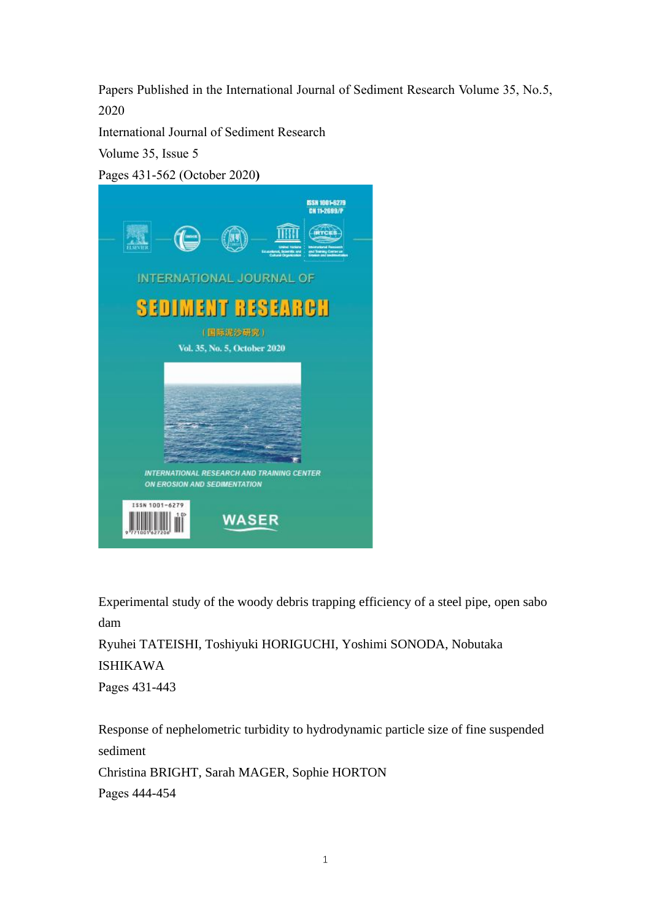Papers Published in the International Journal of Sediment Research Volume 35, No.5, 2020

International Journal of Sediment Research

Volume 35, Issue 5

Pages 431-562 (October 2020)

Experimental study of the woody debris trapping efficiency of a steel pipe, open sabo dam

Ryuhei TATEISHI, Toshiyuki HORIGUCHI, Yoshimi SONODA, Nobutaka ISHIKAWA

Pages 431-443

Response of nephelometric turbidity to hydrodynamic particle size of fine suspended sediment

Christina BRIGHT, Sarah MAGER, Sophie HORTON

Pages 444-454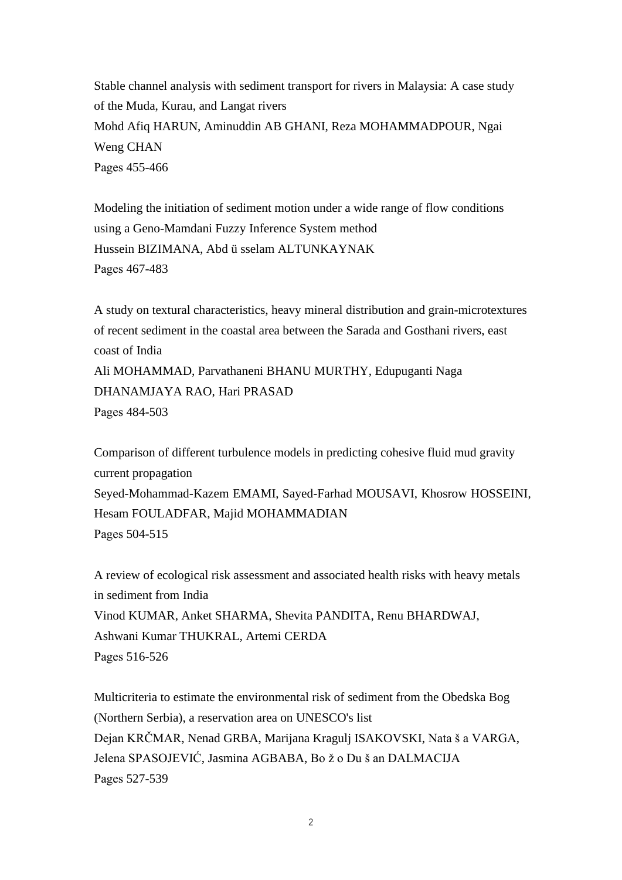Stable channel analysis with sediment transport for rivers in Malaysia: A case study of the Muda, Kurau, and Langat rivers
Mohd Afiq HARUN, Aminuddin AB GHANI, Reza MOHAMMADPOUR, Ngai Weng CHAN
Pages 455-466

Modeling the initiation of sediment motion under a wide range of flow conditions using a Geno-Mamdani Fuzzy Inference System method
Hussein BIZIMANA, Abd ü sselam ALTUNKAYNAK
Pages 467-483

A study on textural characteristics, heavy mineral distribution and grain-microtextures of recent sediment in the coastal area between the Sarada and Gosthani rivers, east coast of India
Ali MOHAMMAD, Parvathaneni BHANU MURTHY, Edupuganti Naga DHANAMJAYA RAO, Hari PRASAD
Pages 484-503

Comparison of different turbulence models in predicting cohesive fluid mud gravity current propagation
Seyed-Mohammad-Kazem EMAMI, Sayed-Farhad MOUSAVI, Khosrow HOSSEINI, Hesam FOULADFAR, Majid MOHAMMADIAN
Pages 504-515

A review of ecological risk assessment and associated health risks with heavy metals in sediment from India
Vinod KUMAR, Anket SHARMA, Shevita PANDITA, Renu BHARDWAJ, Ashwani Kumar THUKRAL, Artemi CERDA
Pages 516-526

Multicriteria to estimate the environmental risk of sediment from the Obedska Bog (Northern Serbia), a reservation area on UNESCO's list
Dejan KRČMAR, Nenad GRBA, Marijana Kragulj ISAKOVSKI, Nata š a VARGA, Jelena SPASOJEVIĆ, Jasmina AGBABA, Bo ž o Du š an DALMACIJA
Pages 527-539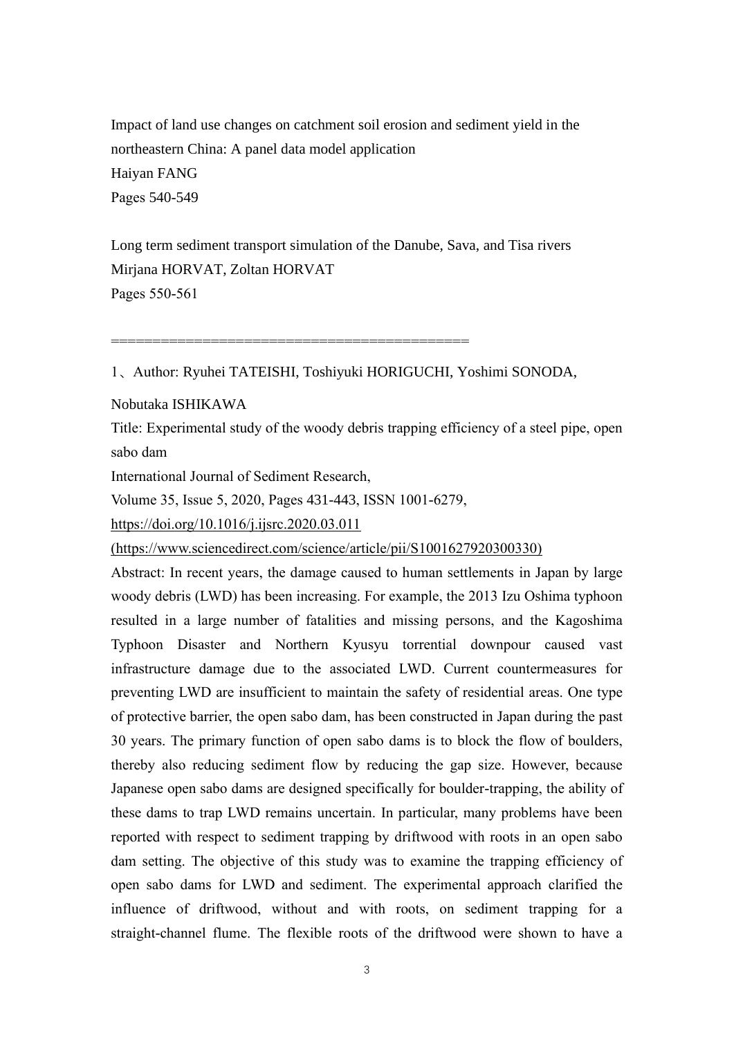Impact of land use changes on catchment soil erosion and sediment yield in the northeastern China: A panel data model application

Haiyan FANG

Pages 540-549

Long term sediment transport simulation of the Danube, Sava, and Tisa rivers

Mirjana HORVAT, Zoltan HORVAT

Pages 550-561

==========================================

1、Author: Ryuhei TATEISHI, Toshiyuki HORIGUCHI, Yoshimi SONODA, Nobutaka ISHIKAWA

Title: Experimental study of the woody debris trapping efficiency of a steel pipe, open sabo dam

International Journal of Sediment Research,

Volume 35, Issue 5, 2020, Pages 431-443, ISSN 1001-6279,

https://doi.org/10.1016/j.ijsrc.2020.03.011

(https://www.sciencedirect.com/science/article/pii/S1001627920300330)

Abstract: In recent years, the damage caused to human settlements in Japan by large woody debris (LWD) has been increasing. For example, the 2013 Izu Oshima typhoon resulted in a large number of fatalities and missing persons, and the Kagoshima Typhoon Disaster and Northern Kyusyu torrential downpour caused vast infrastructure damage due to the associated LWD. Current countermeasures for preventing LWD are insufficient to maintain the safety of residential areas. One type of protective barrier, the open sabo dam, has been constructed in Japan during the past 30 years. The primary function of open sabo dams is to block the flow of boulders, thereby also reducing sediment flow by reducing the gap size. However, because Japanese open sabo dams are designed specifically for boulder-trapping, the ability of these dams to trap LWD remains uncertain. In particular, many problems have been reported with respect to sediment trapping by driftwood with roots in an open sabo dam setting. The objective of this study was to examine the trapping efficiency of open sabo dams for LWD and sediment. The experimental approach clarified the influence of driftwood, without and with roots, on sediment trapping for a straight-channel flume. The flexible roots of the driftwood were shown to have a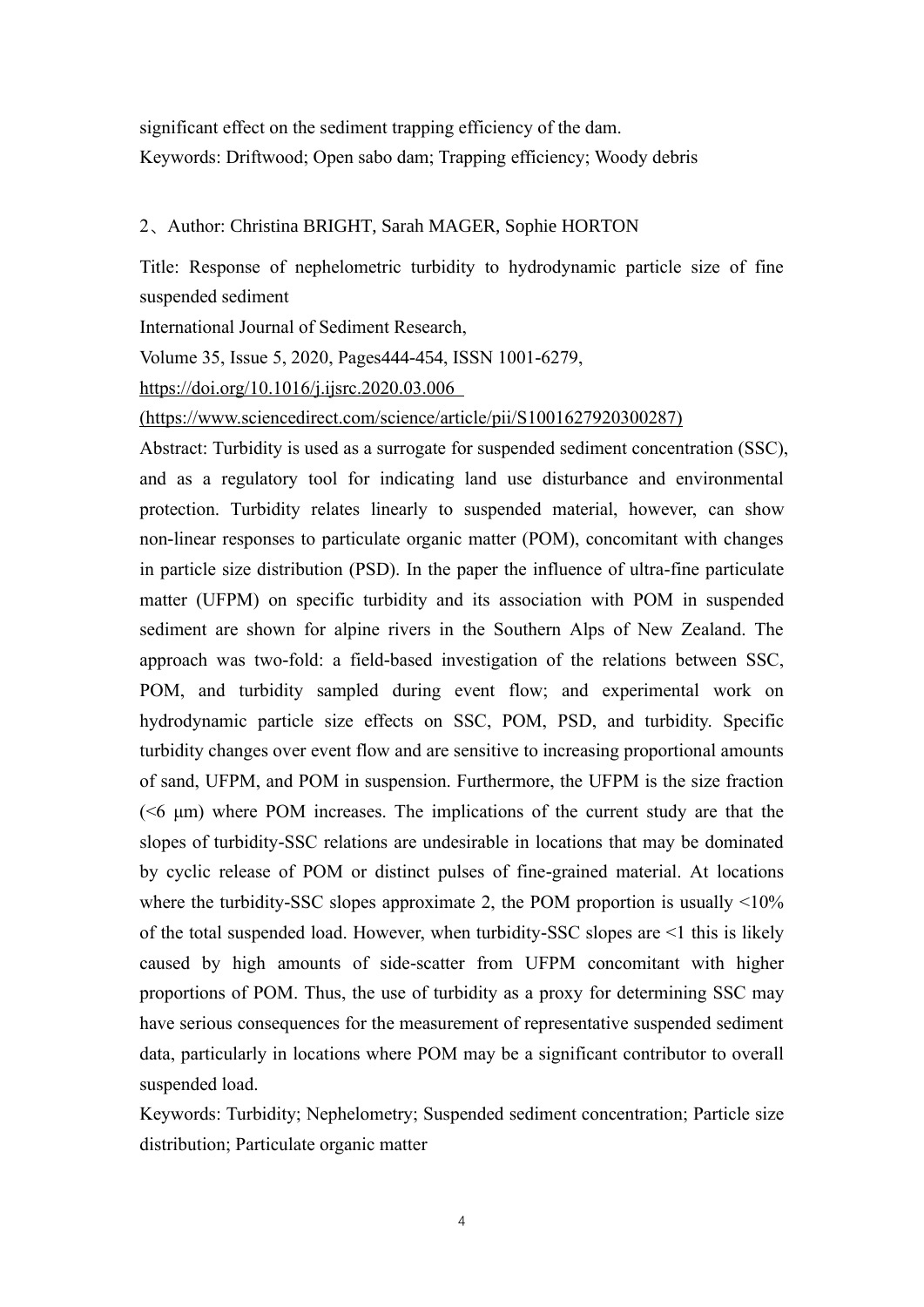significant effect on the sediment trapping efficiency of the dam.

Keywords: Driftwood; Open sabo dam; Trapping efficiency; Woody debris

2、Author: Christina BRIGHT, Sarah MAGER, Sophie HORTON

Title: Response of nephelometric turbidity to hydrodynamic particle size of fine suspended sediment

International Journal of Sediment Research,

Volume 35, Issue 5, 2020, Pages444-454, ISSN 1001-6279,

https://doi.org/10.1016/j.ijsrc.2020.03.006

(https://www.sciencedirect.com/science/article/pii/S1001627920300287)

Abstract: Turbidity is used as a surrogate for suspended sediment concentration (SSC), and as a regulatory tool for indicating land use disturbance and environmental protection. Turbidity relates linearly to suspended material, however, can show non-linear responses to particulate organic matter (POM), concomitant with changes in particle size distribution (PSD). In the paper the influence of ultra-fine particulate matter (UFPM) on specific turbidity and its association with POM in suspended sediment are shown for alpine rivers in the Southern Alps of New Zealand. The approach was two-fold: a field-based investigation of the relations between SSC, POM, and turbidity sampled during event flow; and experimental work on hydrodynamic particle size effects on SSC, POM, PSD, and turbidity. Specific turbidity changes over event flow and are sensitive to increasing proportional amounts of sand, UFPM, and POM in suspension. Furthermore, the UFPM is the size fraction (<6 μm) where POM increases. The implications of the current study are that the slopes of turbidity-SSC relations are undesirable in locations that may be dominated by cyclic release of POM or distinct pulses of fine-grained material. At locations where the turbidity-SSC slopes approximate 2, the POM proportion is usually <10% of the total suspended load. However, when turbidity-SSC slopes are <1 this is likely caused by high amounts of side-scatter from UFPM concomitant with higher proportions of POM. Thus, the use of turbidity as a proxy for determining SSC may have serious consequences for the measurement of representative suspended sediment data, particularly in locations where POM may be a significant contributor to overall suspended load.

Keywords: Turbidity; Nephelometry; Suspended sediment concentration; Particle size distribution; Particulate organic matter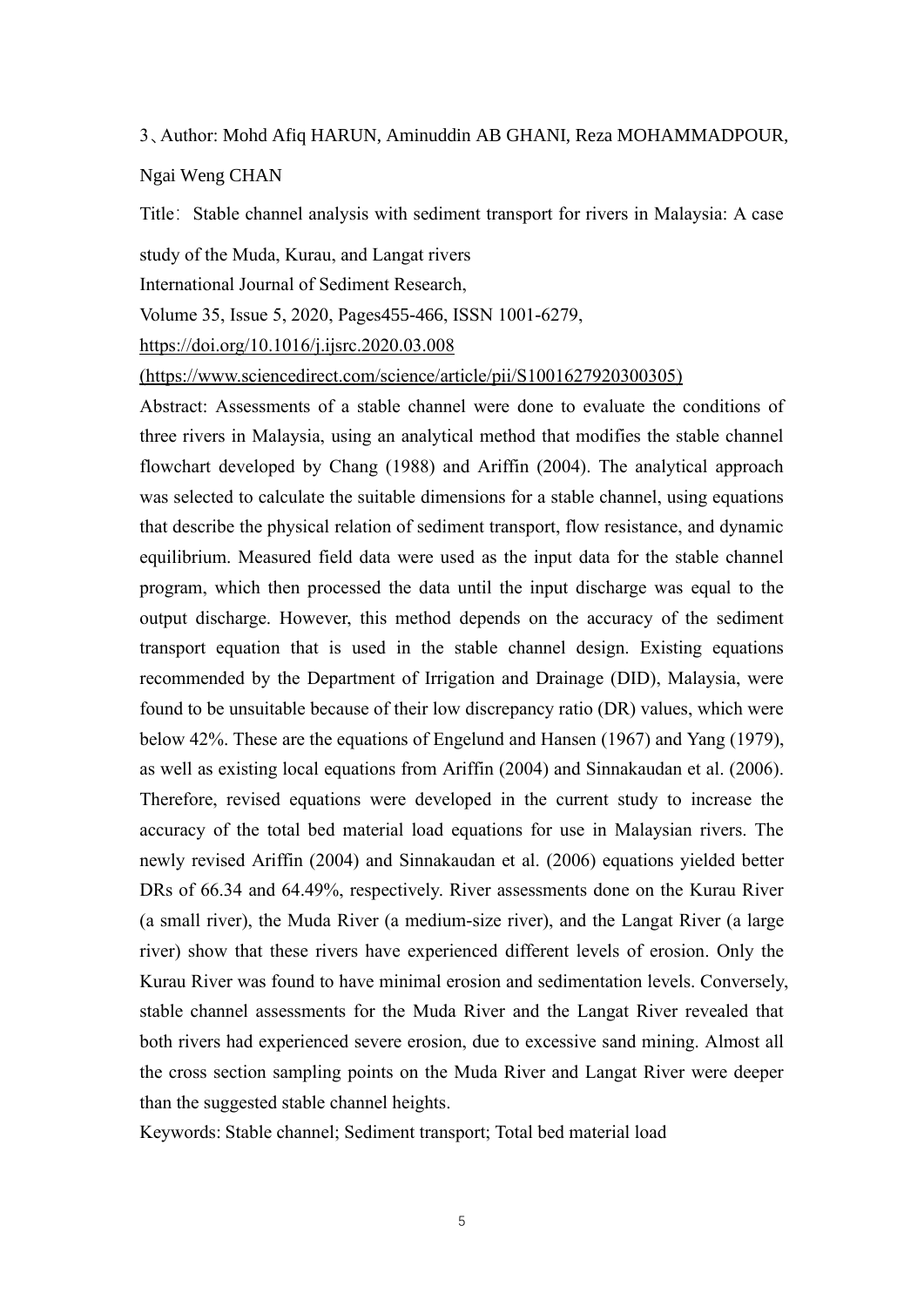3、Author: Mohd Afiq HARUN, Aminuddin AB GHANI, Reza MOHAMMADPOUR, Ngai Weng CHAN

Title：Stable channel analysis with sediment transport for rivers in Malaysia: A case study of the Muda, Kurau, and Langat rivers

International Journal of Sediment Research,

Volume 35, Issue 5, 2020, Pages455-466, ISSN 1001-6279,

https://doi.org/10.1016/j.ijsrc.2020.03.008

(https://www.sciencedirect.com/science/article/pii/S1001627920300305)

Abstract: Assessments of a stable channel were done to evaluate the conditions of three rivers in Malaysia, using an analytical method that modifies the stable channel flowchart developed by Chang (1988) and Ariffin (2004). The analytical approach was selected to calculate the suitable dimensions for a stable channel, using equations that describe the physical relation of sediment transport, flow resistance, and dynamic equilibrium. Measured field data were used as the input data for the stable channel program, which then processed the data until the input discharge was equal to the output discharge. However, this method depends on the accuracy of the sediment transport equation that is used in the stable channel design. Existing equations recommended by the Department of Irrigation and Drainage (DID), Malaysia, were found to be unsuitable because of their low discrepancy ratio (DR) values, which were below 42%. These are the equations of Engelund and Hansen (1967) and Yang (1979), as well as existing local equations from Ariffin (2004) and Sinnakaudan et al. (2006). Therefore, revised equations were developed in the current study to increase the accuracy of the total bed material load equations for use in Malaysian rivers. The newly revised Ariffin (2004) and Sinnakaudan et al. (2006) equations yielded better DRs of 66.34 and 64.49%, respectively. River assessments done on the Kurau River (a small river), the Muda River (a medium-size river), and the Langat River (a large river) show that these rivers have experienced different levels of erosion. Only the Kurau River was found to have minimal erosion and sedimentation levels. Conversely, stable channel assessments for the Muda River and the Langat River revealed that both rivers had experienced severe erosion, due to excessive sand mining. Almost all the cross section sampling points on the Muda River and Langat River were deeper than the suggested stable channel heights.

Keywords: Stable channel; Sediment transport; Total bed material load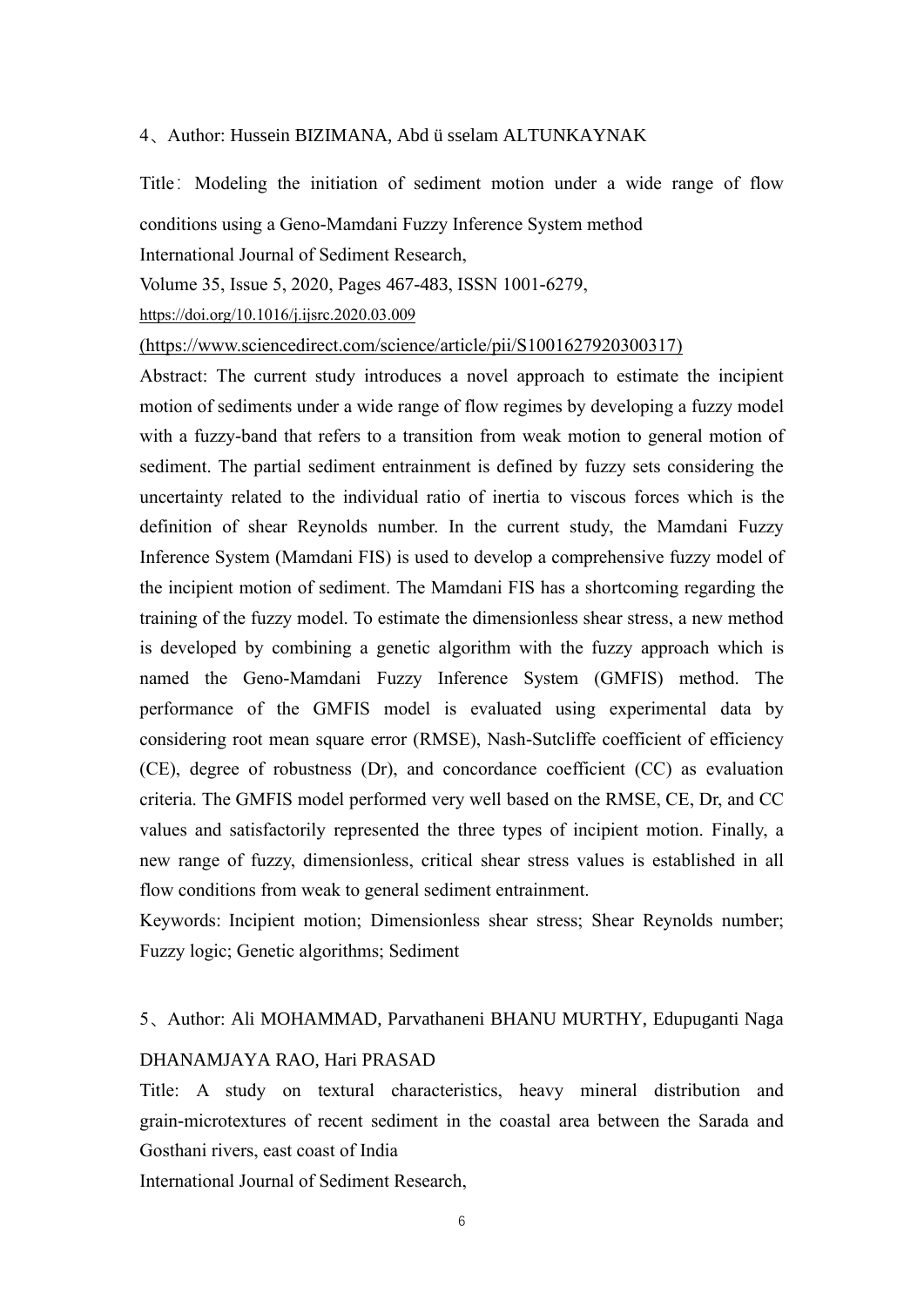4、Author: Hussein BIZIMANA, Abd ü sselam ALTUNKAYNAK

Title： Modeling the initiation of sediment motion under a wide range of flow conditions using a Geno-Mamdani Fuzzy Inference System method

International Journal of Sediment Research,

Volume 35, Issue 5, 2020, Pages 467-483, ISSN 1001-6279,

https://doi.org/10.1016/j.ijsrc.2020.03.009

(https://www.sciencedirect.com/science/article/pii/S1001627920300317)

Abstract: The current study introduces a novel approach to estimate the incipient motion of sediments under a wide range of flow regimes by developing a fuzzy model with a fuzzy-band that refers to a transition from weak motion to general motion of sediment. The partial sediment entrainment is defined by fuzzy sets considering the uncertainty related to the individual ratio of inertia to viscous forces which is the definition of shear Reynolds number. In the current study, the Mamdani Fuzzy Inference System (Mamdani FIS) is used to develop a comprehensive fuzzy model of the incipient motion of sediment. The Mamdani FIS has a shortcoming regarding the training of the fuzzy model. To estimate the dimensionless shear stress, a new method is developed by combining a genetic algorithm with the fuzzy approach which is named the Geno-Mamdani Fuzzy Inference System (GMFIS) method. The performance of the GMFIS model is evaluated using experimental data by considering root mean square error (RMSE), Nash-Sutcliffe coefficient of efficiency (CE), degree of robustness (Dr), and concordance coefficient (CC) as evaluation criteria. The GMFIS model performed very well based on the RMSE, CE, Dr, and CC values and satisfactorily represented the three types of incipient motion. Finally, a new range of fuzzy, dimensionless, critical shear stress values is established in all flow conditions from weak to general sediment entrainment.

Keywords: Incipient motion; Dimensionless shear stress; Shear Reynolds number; Fuzzy logic; Genetic algorithms; Sediment

5、Author: Ali MOHAMMAD, Parvathaneni BHANU MURTHY, Edupuganti Naga DHANAMJAYA RAO, Hari PRASAD

Title: A study on textural characteristics, heavy mineral distribution and grain-microtextures of recent sediment in the coastal area between the Sarada and Gosthani rivers, east coast of India

International Journal of Sediment Research,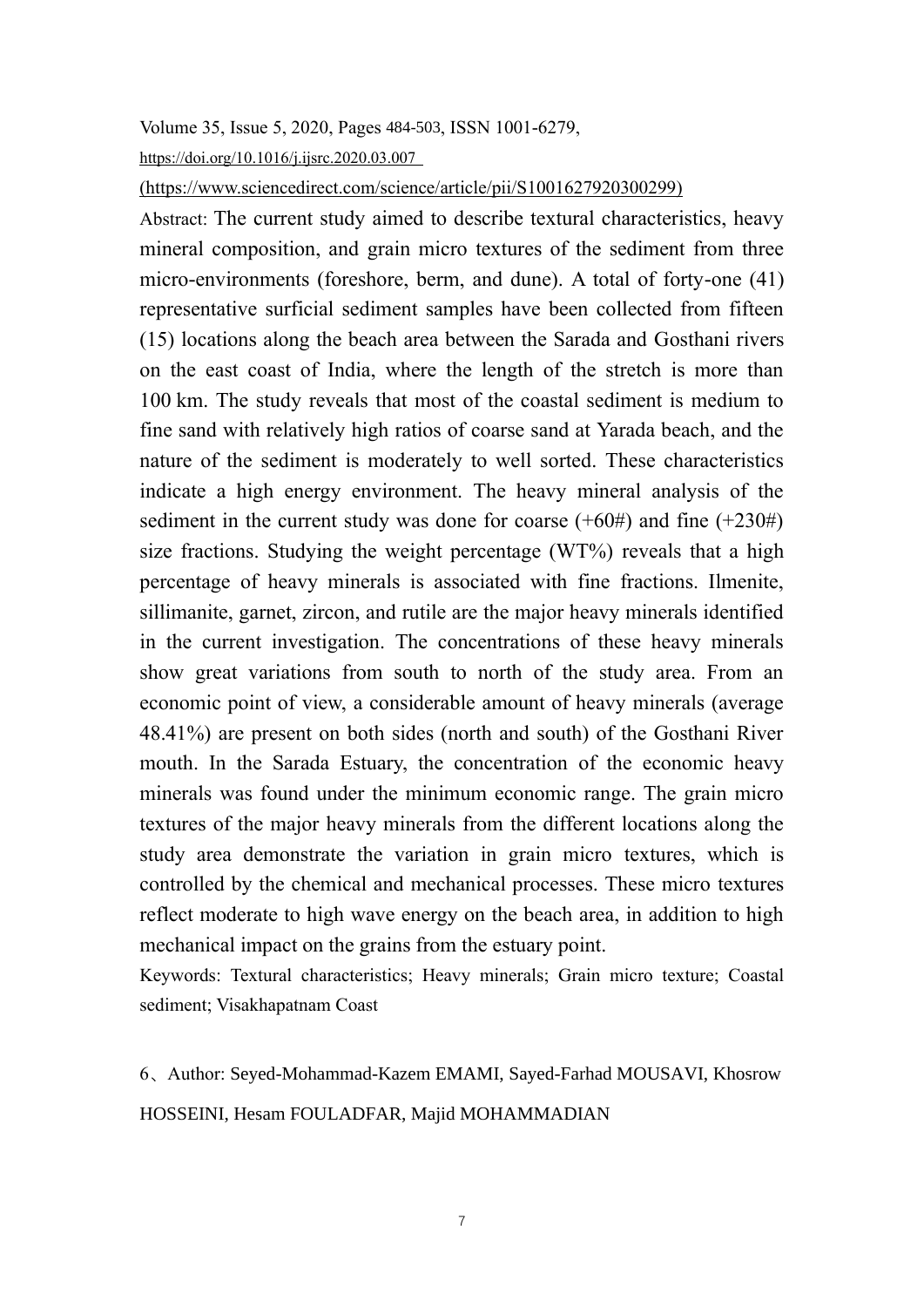Volume 35, Issue 5, 2020, Pages 484-503, ISSN 1001-6279,

https://doi.org/10.1016/j.ijsrc.2020.03.007

(https://www.sciencedirect.com/science/article/pii/S1001627920300299)

Abstract: The current study aimed to describe textural characteristics, heavy mineral composition, and grain micro textures of the sediment from three micro-environments (foreshore, berm, and dune). A total of forty-one (41) representative surficial sediment samples have been collected from fifteen (15) locations along the beach area between the Sarada and Gosthani rivers on the east coast of India, where the length of the stretch is more than 100 km. The study reveals that most of the coastal sediment is medium to fine sand with relatively high ratios of coarse sand at Yarada beach, and the nature of the sediment is moderately to well sorted. These characteristics indicate a high energy environment. The heavy mineral analysis of the sediment in the current study was done for coarse (+60#) and fine (+230#) size fractions. Studying the weight percentage (WT%) reveals that a high percentage of heavy minerals is associated with fine fractions. Ilmenite, sillimanite, garnet, zircon, and rutile are the major heavy minerals identified in the current investigation. The concentrations of these heavy minerals show great variations from south to north of the study area. From an economic point of view, a considerable amount of heavy minerals (average 48.41%) are present on both sides (north and south) of the Gosthani River mouth. In the Sarada Estuary, the concentration of the economic heavy minerals was found under the minimum economic range. The grain micro textures of the major heavy minerals from the different locations along the study area demonstrate the variation in grain micro textures, which is controlled by the chemical and mechanical processes. These micro textures reflect moderate to high wave energy on the beach area, in addition to high mechanical impact on the grains from the estuary point.

Keywords: Textural characteristics; Heavy minerals; Grain micro texture; Coastal sediment; Visakhapatnam Coast

6、Author: Seyed-Mohammad-Kazem EMAMI, Sayed-Farhad MOUSAVI, Khosrow HOSSEINI, Hesam FOULADFAR, Majid MOHAMMADIAN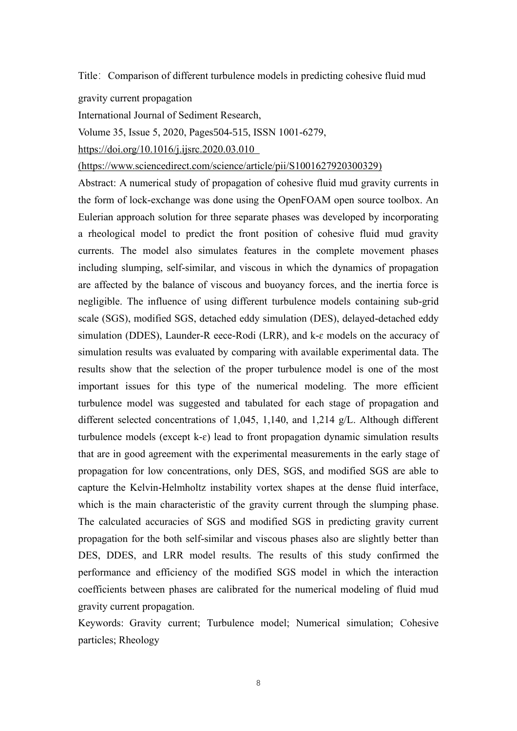Title：Comparison of different turbulence models in predicting cohesive fluid mud gravity current propagation

International Journal of Sediment Research,

Volume 35, Issue 5, 2020, Pages504-515, ISSN 1001-6279,

https://doi.org/10.1016/j.ijsrc.2020.03.010

(https://www.sciencedirect.com/science/article/pii/S1001627920300329)

Abstract: A numerical study of propagation of cohesive fluid mud gravity currents in the form of lock-exchange was done using the OpenFOAM open source toolbox. An Eulerian approach solution for three separate phases was developed by incorporating a rheological model to predict the front position of cohesive fluid mud gravity currents. The model also simulates features in the complete movement phases including slumping, self-similar, and viscous in which the dynamics of propagation are affected by the balance of viscous and buoyancy forces, and the inertia force is negligible. The influence of using different turbulence models containing sub-grid scale (SGS), modified SGS, detached eddy simulation (DES), delayed-detached eddy simulation (DDES), Launder-R eece-Rodi (LRR), and k-ε models on the accuracy of simulation results was evaluated by comparing with available experimental data. The results show that the selection of the proper turbulence model is one of the most important issues for this type of the numerical modeling. The more efficient turbulence model was suggested and tabulated for each stage of propagation and different selected concentrations of 1,045, 1,140, and 1,214 g/L. Although different turbulence models (except k-ε) lead to front propagation dynamic simulation results that are in good agreement with the experimental measurements in the early stage of propagation for low concentrations, only DES, SGS, and modified SGS are able to capture the Kelvin-Helmholtz instability vortex shapes at the dense fluid interface, which is the main characteristic of the gravity current through the slumping phase. The calculated accuracies of SGS and modified SGS in predicting gravity current propagation for the both self-similar and viscous phases also are slightly better than DES, DDES, and LRR model results. The results of this study confirmed the performance and efficiency of the modified SGS model in which the interaction coefficients between phases are calibrated for the numerical modeling of fluid mud gravity current propagation.

Keywords: Gravity current; Turbulence model; Numerical simulation; Cohesive particles; Rheology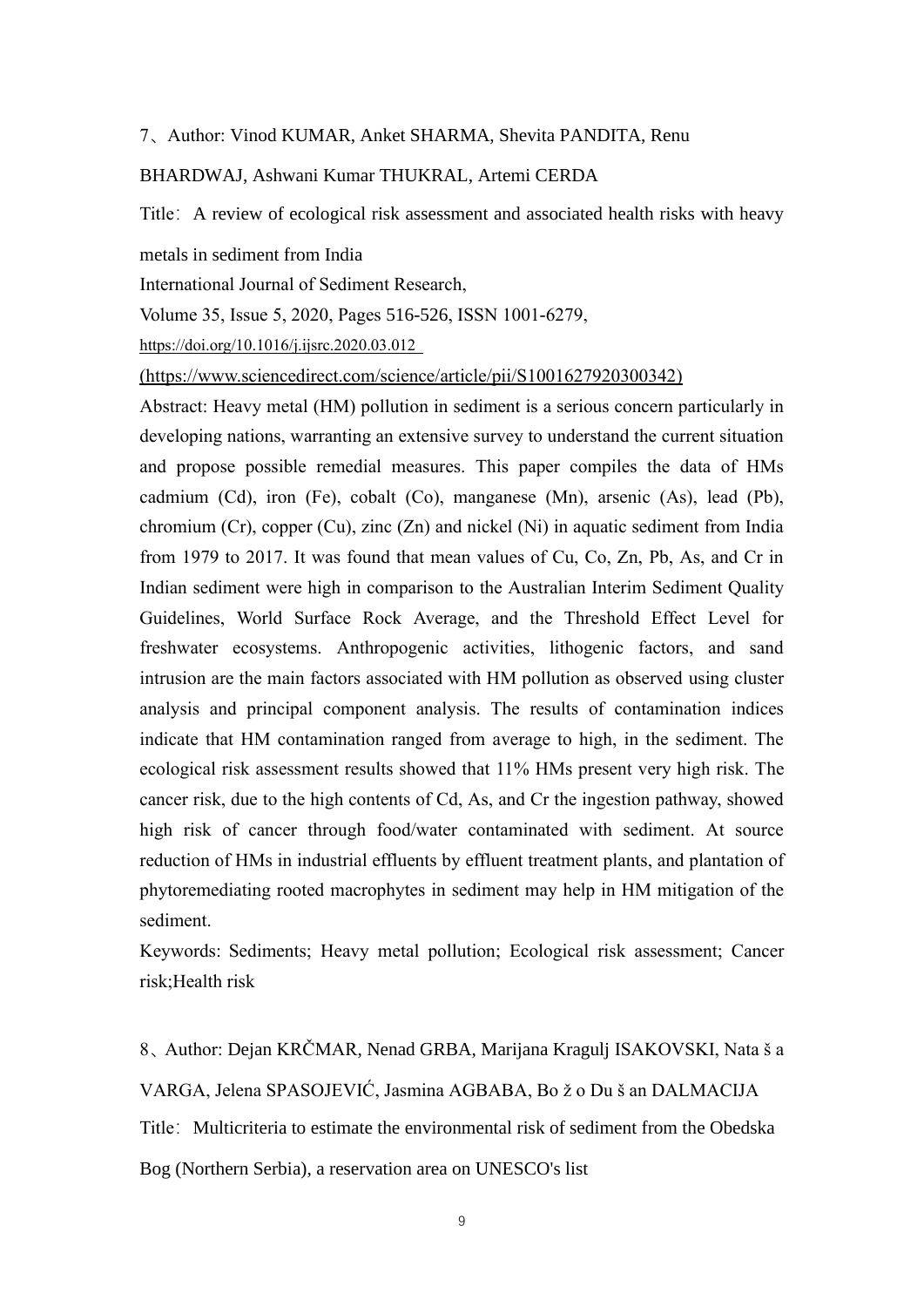7、Author: Vinod KUMAR, Anket SHARMA, Shevita PANDITA, Renu BHARDWAJ, Ashwani Kumar THUKRAL, Artemi CERDA

Title：A review of ecological risk assessment and associated health risks with heavy metals in sediment from India

International Journal of Sediment Research,

Volume 35, Issue 5, 2020, Pages 516-526, ISSN 1001-6279,

https://doi.org/10.1016/j.ijsrc.2020.03.012

(https://www.sciencedirect.com/science/article/pii/S1001627920300342)

Abstract: Heavy metal (HM) pollution in sediment is a serious concern particularly in developing nations, warranting an extensive survey to understand the current situation and propose possible remedial measures. This paper compiles the data of HMs cadmium (Cd), iron (Fe), cobalt (Co), manganese (Mn), arsenic (As), lead (Pb), chromium (Cr), copper (Cu), zinc (Zn) and nickel (Ni) in aquatic sediment from India from 1979 to 2017. It was found that mean values of Cu, Co, Zn, Pb, As, and Cr in Indian sediment were high in comparison to the Australian Interim Sediment Quality Guidelines, World Surface Rock Average, and the Threshold Effect Level for freshwater ecosystems. Anthropogenic activities, lithogenic factors, and sand intrusion are the main factors associated with HM pollution as observed using cluster analysis and principal component analysis. The results of contamination indices indicate that HM contamination ranged from average to high, in the sediment. The ecological risk assessment results showed that 11% HMs present very high risk. The cancer risk, due to the high contents of Cd, As, and Cr the ingestion pathway, showed high risk of cancer through food/water contaminated with sediment. At source reduction of HMs in industrial effluents by effluent treatment plants, and plantation of phytoremediating rooted macrophytes in sediment may help in HM mitigation of the sediment.

Keywords: Sediments; Heavy metal pollution; Ecological risk assessment; Cancer risk;Health risk

8、Author: Dejan KRČMAR, Nenad GRBA, Marijana Kragulj ISAKOVSKI, Nataša VARGA, Jelena SPASOJEVIĆ, Jasmina AGBABA, Božo Dušan DALMACIJA

Title：Multicriteria to estimate the environmental risk of sediment from the Obedska Bog (Northern Serbia), a reservation area on UNESCO's list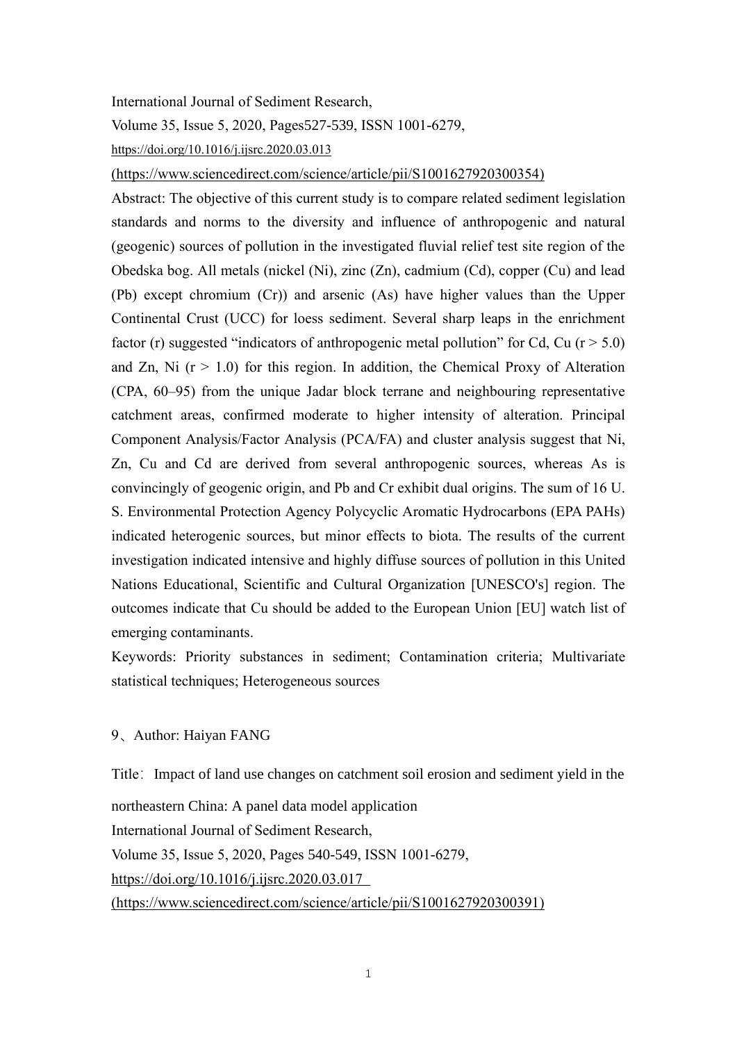International Journal of Sediment Research,

Volume 35, Issue 5, 2020, Pages527-539, ISSN 1001-6279,

https://doi.org/10.1016/j.ijsrc.2020.03.013

(https://www.sciencedirect.com/science/article/pii/S1001627920300354)

Abstract: The objective of this current study is to compare related sediment legislation standards and norms to the diversity and influence of anthropogenic and natural (geogenic) sources of pollution in the investigated fluvial relief test site region of the Obedska bog. All metals (nickel (Ni), zinc (Zn), cadmium (Cd), copper (Cu) and lead (Pb) except chromium (Cr)) and arsenic (As) have higher values than the Upper Continental Crust (UCC) for loess sediment. Several sharp leaps in the enrichment factor (r) suggested "indicators of anthropogenic metal pollution" for Cd, Cu ($r > 5.0$) and Zn, Ni ($r > 1.0$) for this region. In addition, the Chemical Proxy of Alteration (CPA, 60–95) from the unique Jadar block terrane and neighbouring representative catchment areas, confirmed moderate to higher intensity of alteration. Principal Component Analysis/Factor Analysis (PCA/FA) and cluster analysis suggest that Ni, Zn, Cu and Cd are derived from several anthropogenic sources, whereas As is convincingly of geogenic origin, and Pb and Cr exhibit dual origins. The sum of 16 U. S. Environmental Protection Agency Polycyclic Aromatic Hydrocarbons (EPA PAHs) indicated heterogenic sources, but minor effects to biota. The results of the current investigation indicated intensive and highly diffuse sources of pollution in this United Nations Educational, Scientific and Cultural Organization [UNESCO's] region. The outcomes indicate that Cu should be added to the European Union [EU] watch list of emerging contaminants.

Keywords: Priority substances in sediment; Contamination criteria; Multivariate statistical techniques; Heterogeneous sources

9、Author: Haiyan FANG

Title：Impact of land use changes on catchment soil erosion and sediment yield in the northeastern China: A panel data model application

International Journal of Sediment Research,

Volume 35, Issue 5, 2020, Pages 540-549, ISSN 1001-6279,

https://doi.org/10.1016/j.ijsrc.2020.03.017

(https://www.sciencedirect.com/science/article/pii/S1001627920300391)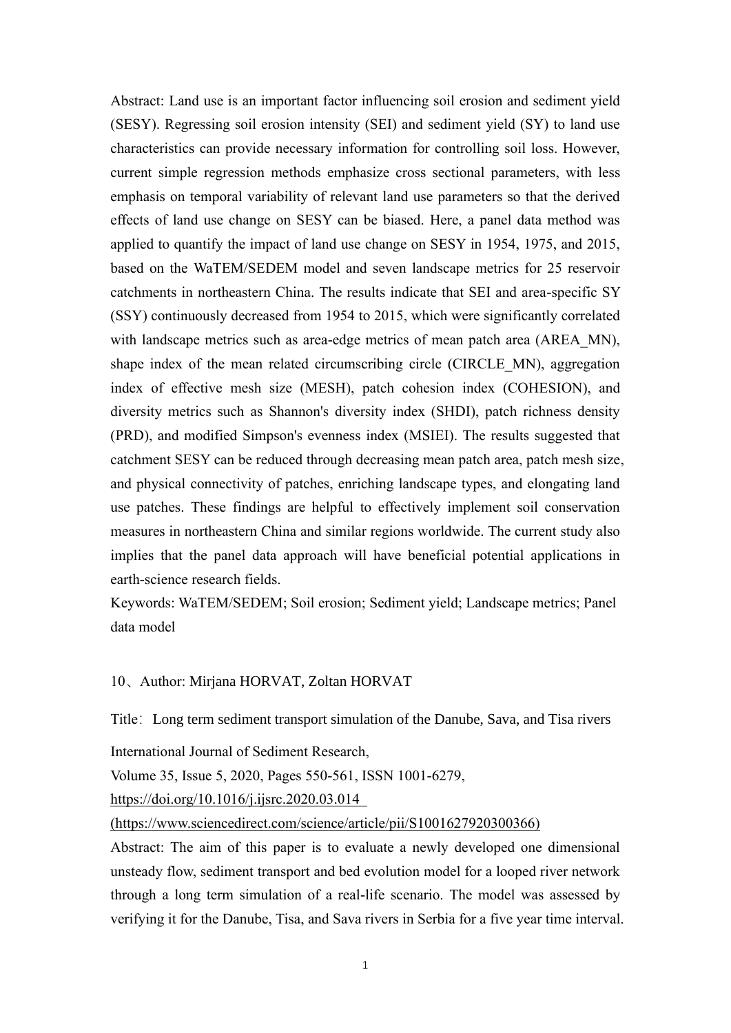Abstract: Land use is an important factor influencing soil erosion and sediment yield (SESY). Regressing soil erosion intensity (SEI) and sediment yield (SY) to land use characteristics can provide necessary information for controlling soil loss. However, current simple regression methods emphasize cross sectional parameters, with less emphasis on temporal variability of relevant land use parameters so that the derived effects of land use change on SESY can be biased. Here, a panel data method was applied to quantify the impact of land use change on SESY in 1954, 1975, and 2015, based on the WaTEM/SEDEM model and seven landscape metrics for 25 reservoir catchments in northeastern China. The results indicate that SEI and area-specific SY (SSY) continuously decreased from 1954 to 2015, which were significantly correlated with landscape metrics such as area-edge metrics of mean patch area (AREA_MN), shape index of the mean related circumscribing circle (CIRCLE_MN), aggregation index of effective mesh size (MESH), patch cohesion index (COHESION), and diversity metrics such as Shannon's diversity index (SHDI), patch richness density (PRD), and modified Simpson's evenness index (MSIEI). The results suggested that catchment SESY can be reduced through decreasing mean patch area, patch mesh size, and physical connectivity of patches, enriching landscape types, and elongating land use patches. These findings are helpful to effectively implement soil conservation measures in northeastern China and similar regions worldwide. The current study also implies that the panel data approach will have beneficial potential applications in earth-science research fields.

Keywords: WaTEM/SEDEM; Soil erosion; Sediment yield; Landscape metrics; Panel data model

10、Author: Mirjana HORVAT, Zoltan HORVAT

Title：Long term sediment transport simulation of the Danube, Sava, and Tisa rivers

International Journal of Sediment Research,
Volume 35, Issue 5, 2020, Pages 550-561, ISSN 1001-6279,
https://doi.org/10.1016/j.ijsrc.2020.03.014
(https://www.sciencedirect.com/science/article/pii/S1001627920300366)

Abstract: The aim of this paper is to evaluate a newly developed one dimensional unsteady flow, sediment transport and bed evolution model for a looped river network through a long term simulation of a real-life scenario. The model was assessed by verifying it for the Danube, Tisa, and Sava rivers in Serbia for a five year time interval.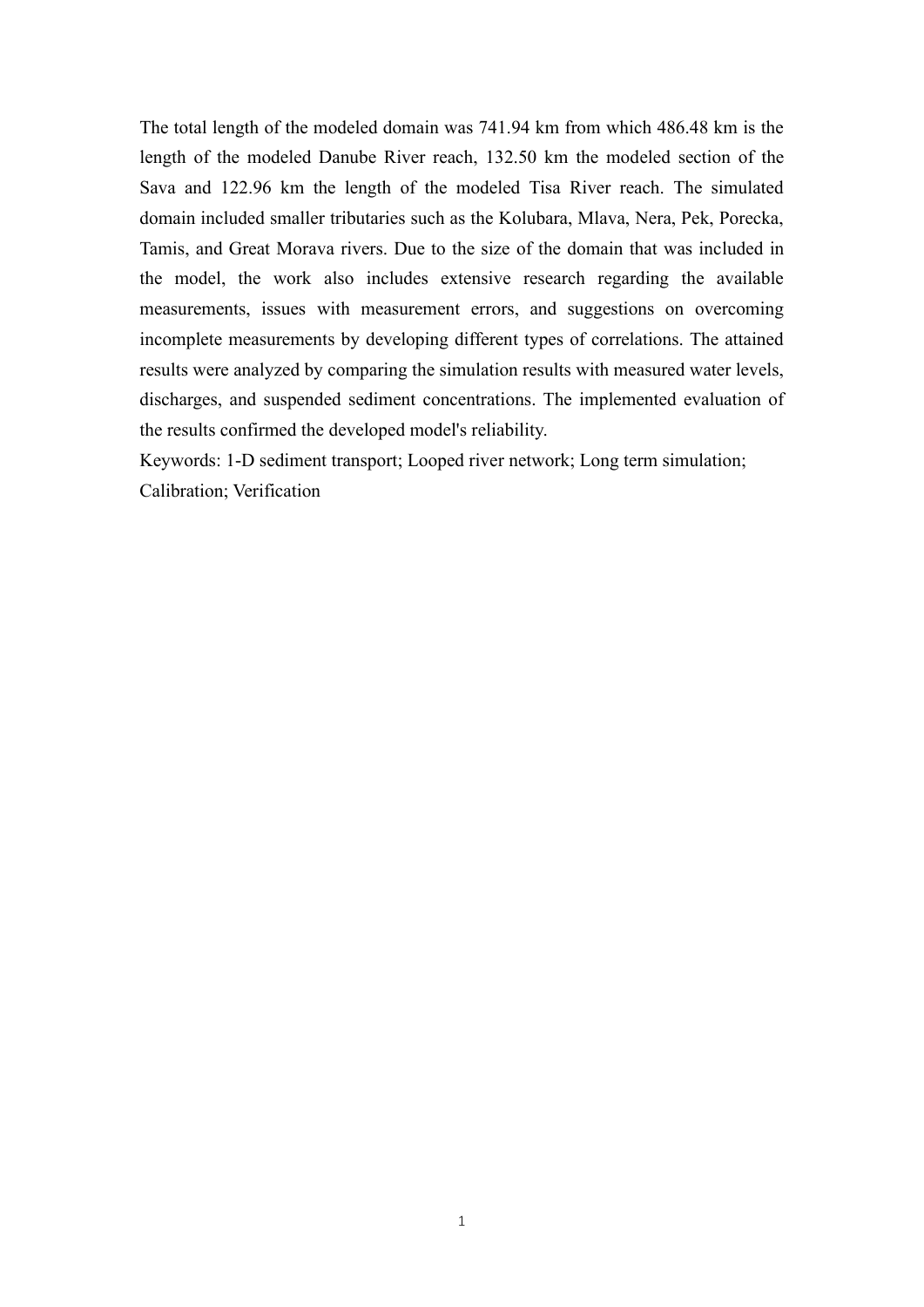The total length of the modeled domain was 741.94 km from which 486.48 km is the length of the modeled Danube River reach, 132.50 km the modeled section of the Sava and 122.96 km the length of the modeled Tisa River reach. The simulated domain included smaller tributaries such as the Kolubara, Mlava, Nera, Pek, Porecka, Tamis, and Great Morava rivers. Due to the size of the domain that was included in the model, the work also includes extensive research regarding the available measurements, issues with measurement errors, and suggestions on overcoming incomplete measurements by developing different types of correlations. The attained results were analyzed by comparing the simulation results with measured water levels, discharges, and suspended sediment concentrations. The implemented evaluation of the results confirmed the developed model's reliability.

Keywords: 1-D sediment transport; Looped river network; Long term simulation; Calibration; Verification